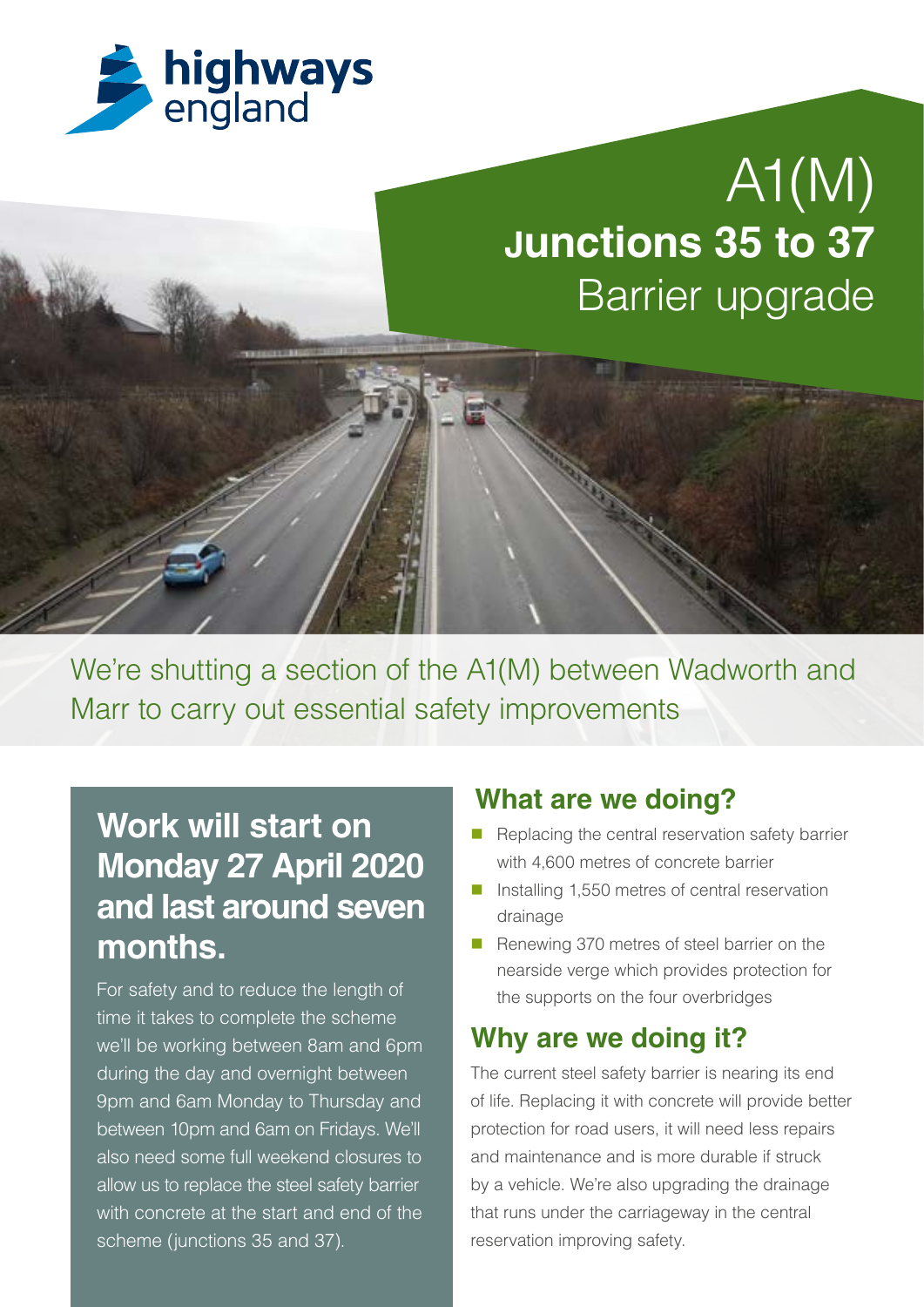highways england

# A1(M) Junctions 35 to 37 Barrier upgrade

We're shutting a section of the A1(M) between Wadworth and Marr to carry out essential safety improvements

## Work will start on Monday 27 April 2020 and last around seven months.

For safety and to reduce the length of time it takes to complete the scheme we'll be working between 8am and 6pm during the day and overnight between 9pm and 6am Monday to Thursday and between 10pm and 6am on Fridays. We'll also need some full weekend closures to allow us to replace the steel safety barrier with concrete at the start and end of the scheme (junctions 35 and 37).

## What are we doing?

- Replacing the central reservation safety barrier with 4,600 metres of concrete barrier
- Installing 1,550 metres of central reservation drainage
- Renewing 370 metres of steel barrier on the nearside verge which provides protection for the supports on the four overbridges

## Why are we doing it?

The current steel safety barrier is nearing its end of life. Replacing it with concrete will provide better protection for road users, it will need less repairs and maintenance and is more durable if struck by a vehicle. We're also upgrading the drainage that runs under the carriageway in the central reservation improving safety.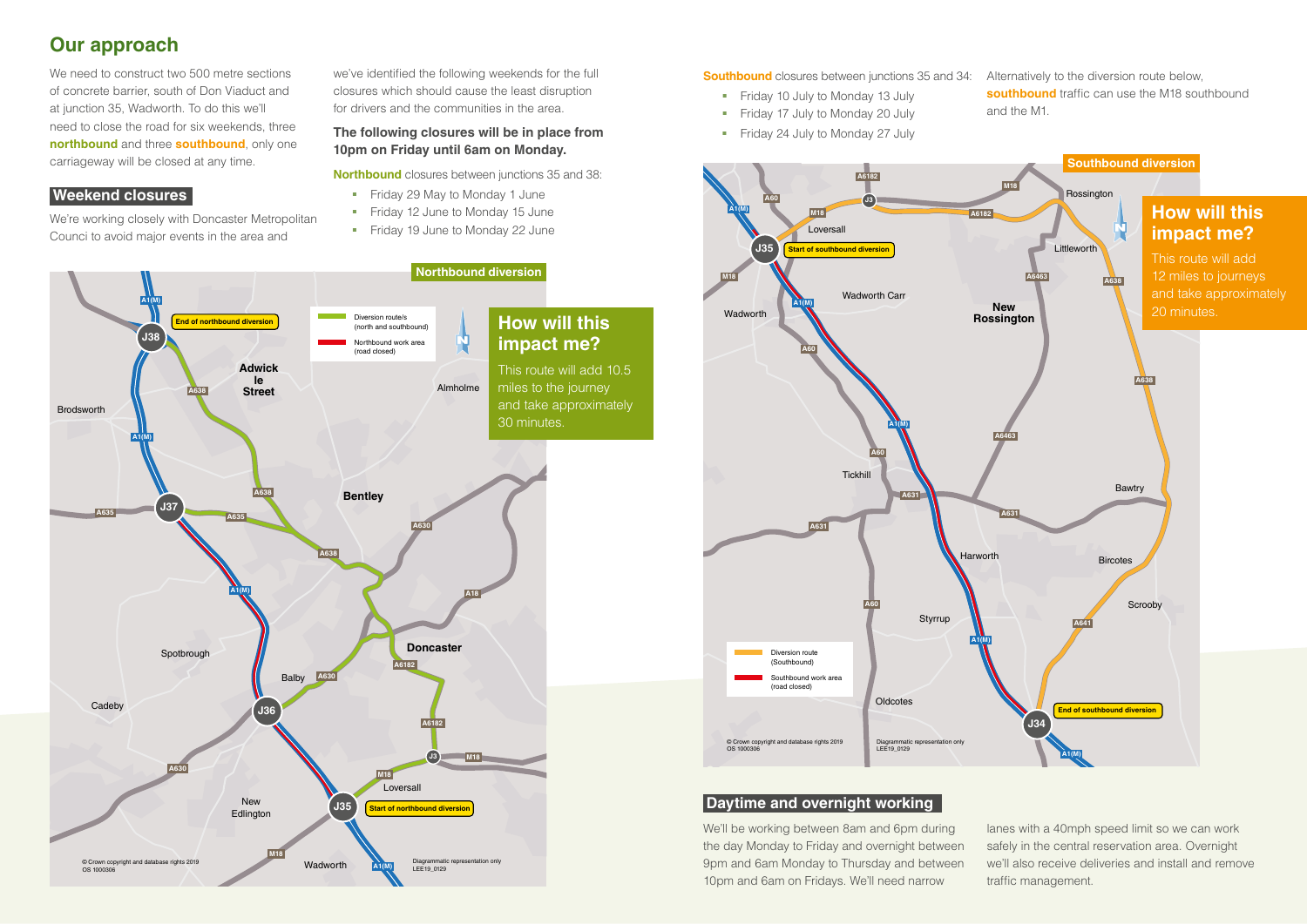## Our approach

We need to construct two 500 metre sections of concrete barrier, south of Don Viaduct and at junction 35, Wadworth. To do this we'll need to close the road for six weekends, three **northbound** and three **southbound**, only one carriageway will be closed at any time.

### Weekend closures

We're working closely with Doncaster Metropolitan Counci to avoid major events in the area and we've identified the following weekends for the full closures which should cause the least disruption for drivers and the communities in the area.

**The following closures will be in place from 10pm on Friday until 6am on Monday.**

**Northbound** closures between junctions 35 and 38:

- Friday 29 May to Monday 1 June
- Friday 12 June to Monday 15 June
- Friday 19 June to Monday 22 June

### Northbound diversion

#### How will this impact me?

This route will add 10.5 miles to the journey and take approximately 30 minutes.

**Southbound** closures between junctions 35 and 34:

- Friday 10 July to Monday 13 July
- Friday 17 July to Monday 20 July
- Friday 24 July to Monday 27 July

Alternatively to the diversion route below, **southbound** traffic can use the M18 southbound and the M1.

### Southbound diversion

#### How will this impact me?

This route will add 12 miles to journeys and take approximately 20 minutes.

### Daytime and overnight working

We'll be working between 8am and 6pm during the day Monday to Friday and overnight between 9pm and 6am Monday to Thursday and between 10pm and 6am on Fridays. We'll need narrow lanes with a 40mph speed limit so we can work safely in the central reservation area. Overnight we'll also receive deliveries and install and remove traffic management.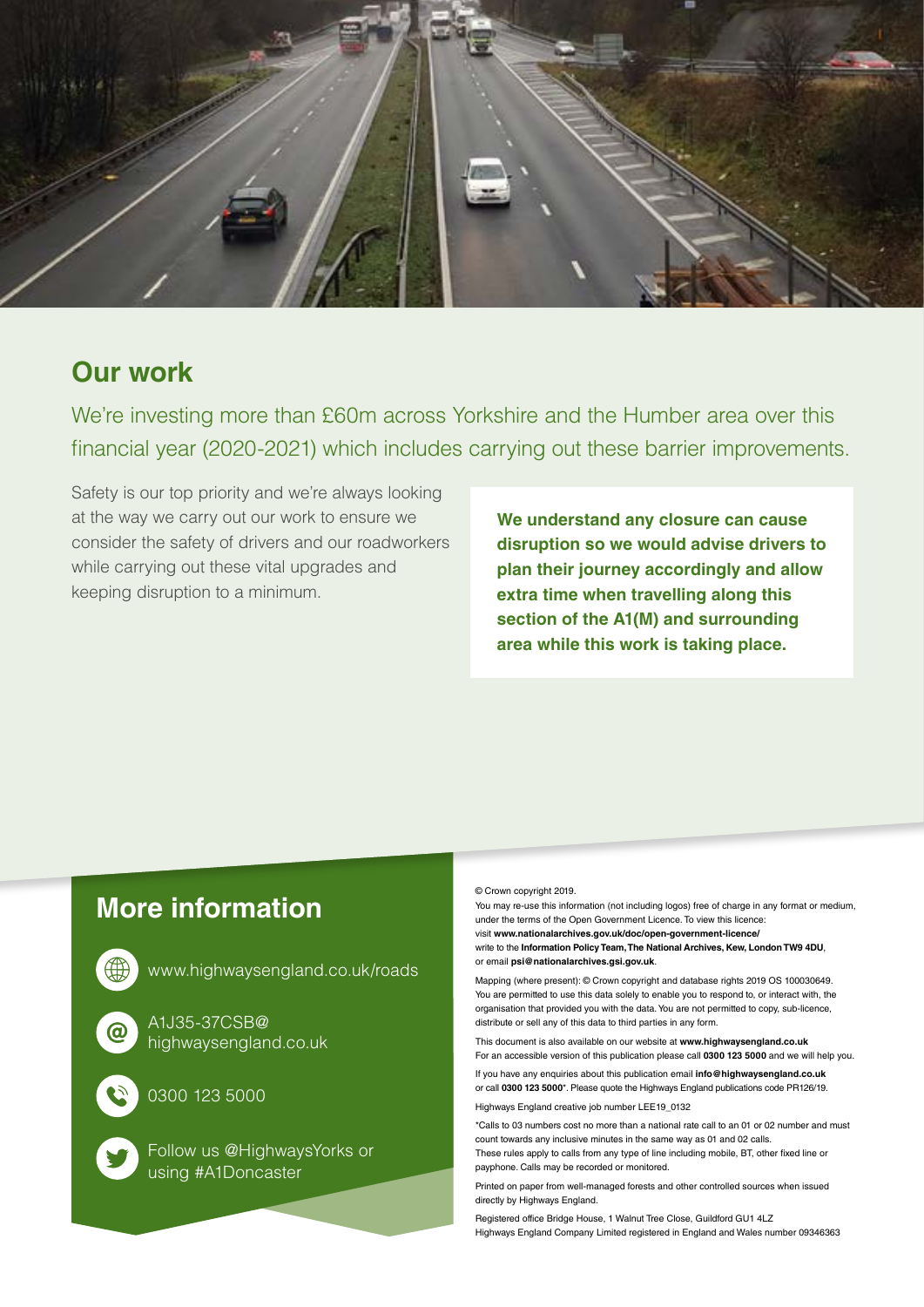## Our work

We're investing more than £60m across Yorkshire and the Humber area over this financial year (2020-2021) which includes carrying out these barrier improvements.

Safety is our top priority and we're always looking at the way we carry out our work to ensure we consider the safety of drivers and our roadworkers while carrying out these vital upgrades and keeping disruption to a minimum.

**We understand any closure can cause disruption so we would advise drivers to plan their journey accordingly and allow extra time when travelling along this section of the A1(M) and surrounding area while this work is taking place.**

## More information

www.highwaysengland.co.uk/roads

A1J35-37CSB@highwaysengland.co.uk

0300 123 5000

Follow us @HighwaysYorks or using #A1Doncaster

© Crown copyright 2019.

You may re-use this information (not including logos) free of charge in any format or medium, under the terms of the Open Government Licence. To view this licence:
visit **www.nationalarchives.gov.uk/doc/open-government-licence/**
write to the **Information Policy Team, The National Archives, Kew, London TW9 4DU**,
or email **psi@nationalarchives.gsi.gov.uk**.

Mapping (where present): © Crown copyright and database rights 2019 OS 100030649. You are permitted to use this data solely to enable you to respond to, or interact with, the organisation that provided you with the data. You are not permitted to copy, sub-licence, distribute or sell any of this data to third parties in any form.

This document is also available on our website at **www.highwaysengland.co.uk**
For an accessible version of this publication please call **0300 123 5000** and we will help you.

If you have any enquiries about this publication email **info@highwaysengland.co.uk** or call **0300 123 5000***. Please quote the Highways England publications code PR126/19.

Highways England creative job number LEE19_0132

*Calls to 03 numbers cost no more than a national rate call to an 01 or 02 number and must count towards any inclusive minutes in the same way as 01 and 02 calls.
These rules apply to calls from any type of line including mobile, BT, other fixed line or payphone. Calls may be recorded or monitored.

Printed on paper from well-managed forests and other controlled sources when issued directly by Highways England.

Registered office Bridge House, 1 Walnut Tree Close, Guildford GU1 4LZ
Highways England Company Limited registered in England and Wales number 09346363